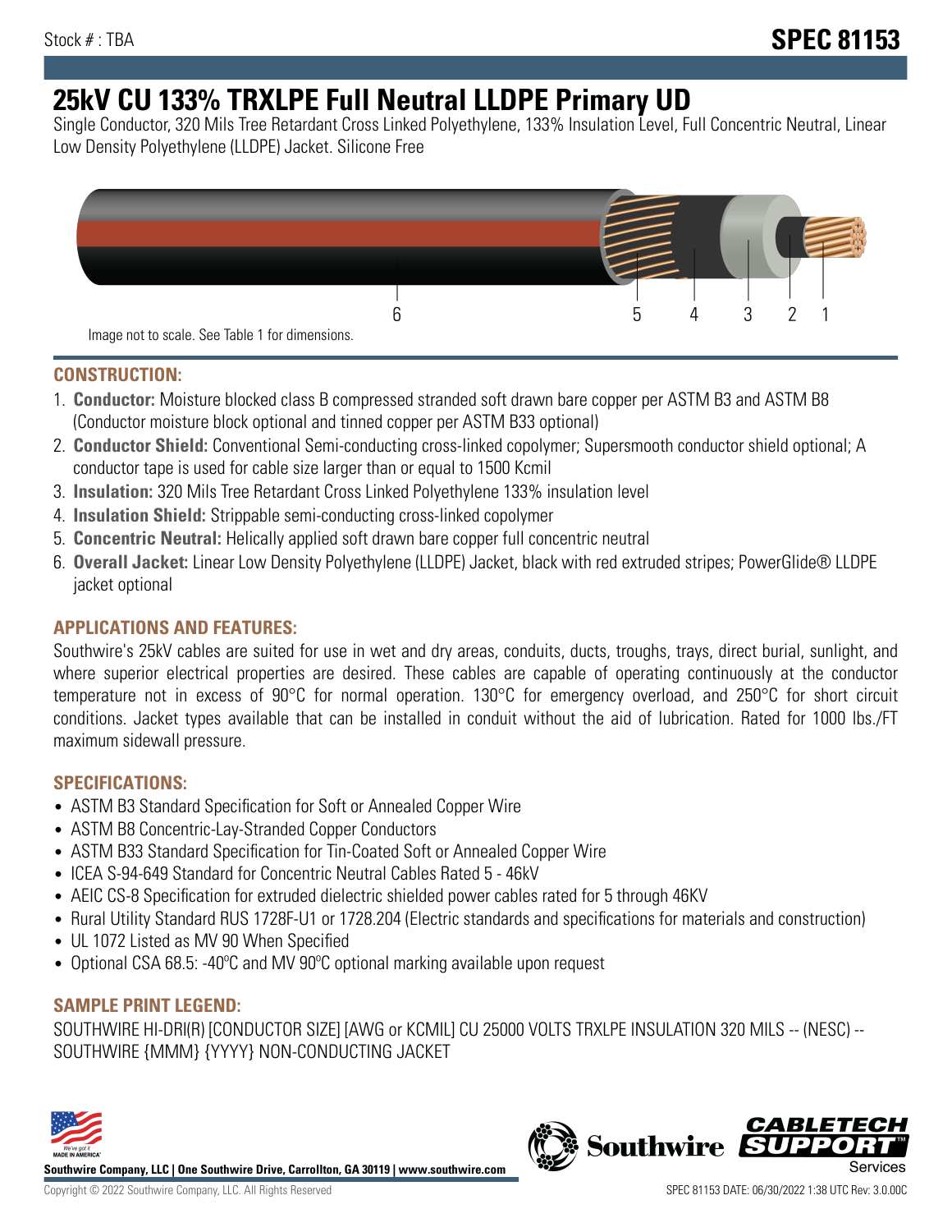Stock # : TBA

# SPEC 81153

# 25kV CU 133% TRXLPE Full Neutral LLDPE Primary UD

Single Conductor, 320 Mils Tree Retardant Cross Linked Polyethylene, 133% Insulation Level, Full Concentric Neutral, Linear Low Density Polyethylene (LLDPE) Jacket. Silicone Free

6 5 4 3 2 1

Image not to scale. See Table 1 for dimensions.

## CONSTRUCTION:

1. **Conductor:** Moisture blocked class B compressed stranded soft drawn bare copper per ASTM B3 and ASTM B8 (Conductor moisture block optional and tinned copper per ASTM B33 optional)
2. **Conductor Shield:** Conventional Semi-conducting cross-linked copolymer; Supersmooth conductor shield optional; A conductor tape is used for cable size larger than or equal to 1500 Kcmil
3. **Insulation:** 320 Mils Tree Retardant Cross Linked Polyethylene 133% insulation level
4. **Insulation Shield:** Strippable semi-conducting cross-linked copolymer
5. **Concentric Neutral:** Helically applied soft drawn bare copper full concentric neutral
6. **Overall Jacket:** Linear Low Density Polyethylene (LLDPE) Jacket, black with red extruded stripes; PowerGlide® LLDPE jacket optional

## APPLICATIONS AND FEATURES:

Southwire's 25kV cables are suited for use in wet and dry areas, conduits, ducts, troughs, trays, direct burial, sunlight, and where superior electrical properties are desired. These cables are capable of operating continuously at the conductor temperature not in excess of 90°C for normal operation. 130°C for emergency overload, and 250°C for short circuit conditions. Jacket types available that can be installed in conduit without the aid of lubrication. Rated for 1000 lbs./FT maximum sidewall pressure.

## SPECIFICATIONS:

- ASTM B3 Standard Specification for Soft or Annealed Copper Wire
- ASTM B8 Concentric-Lay-Stranded Copper Conductors
- ASTM B33 Standard Specification for Tin-Coated Soft or Annealed Copper Wire
- ICEA S-94-649 Standard for Concentric Neutral Cables Rated 5 - 46kV
- AEIC CS-8 Specification for extruded dielectric shielded power cables rated for 5 through 46KV
- Rural Utility Standard RUS 1728F-U1 or 1728.204 (Electric standards and specifications for materials and construction)
- UL 1072 Listed as MV 90 When Specified
- Optional CSA 68.5: -40ºC and MV 90ºC optional marking available upon request

## SAMPLE PRINT LEGEND:

SOUTHWIRE HI-DRI(R) [CONDUCTOR SIZE] [AWG or KCMIL] CU 25000 VOLTS TRXLPE INSULATION 320 MILS -- (NESC) -- SOUTHWIRE {MMM} {YYYY} NON-CONDUCTING JACKET

**Southwire Company, LLC | One Southwire Drive, Carrollton, GA 30119 | www.southwire.com**

Copyright © 2022 Southwire Company, LLC. All Rights Reserved

SPEC 81153 DATE: 06/30/2022 1:38 UTC Rev: 3.0.00C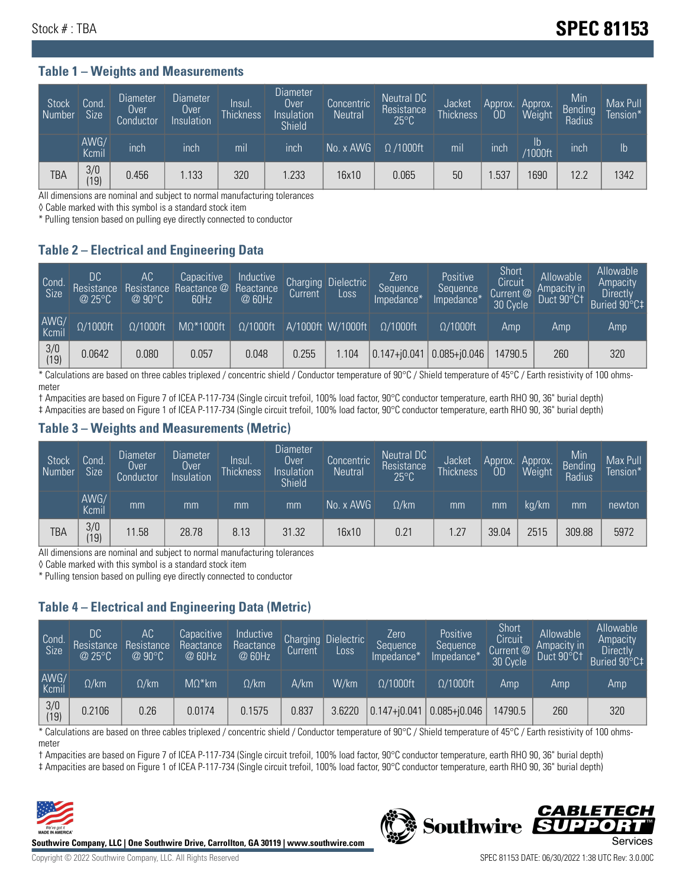Stock # : TBA

# SPEC 81153

## Table 1 – Weights and Measurements

| Stock Number | Cond. Size | Diameter Over Conductor | Diameter Over Insulation | Insul. Thickness | Diameter Over Insulation Shield | Concentric Neutral | Neutral DC Resistance 25°C | Jacket Thickness | Approx. OD | Approx. Weight | Min Bending Radius | Max Pull Tension* |
|---|---|---|---|---|---|---|---|---|---|---|---|---|
| | AWG/ Kcmil | inch | inch | mil | inch | No. x AWG | Ω /1000ft | mil | inch | lb /1000ft | inch | lb |
| TBA | 3/0 (19) | 0.456 | 1.133 | 320 | 1.233 | 16x10 | 0.065 | 50 | 1.537 | 1690 | 12.2 | 1342 |

All dimensions are nominal and subject to normal manufacturing tolerances
◊ Cable marked with this symbol is a standard stock item
* Pulling tension based on pulling eye directly connected to conductor

## Table 2 – Electrical and Engineering Data

| Cond. Size | DC Resistance @ 25°C | AC Resistance @ 90°C | Capacitive Reactance @ 60Hz | Inductive Reactance @ 60Hz | Charging Current | Dielectric Loss | Zero Sequence Impedance* | Positive Sequence Impedance* | Short Circuit Current @ 30 Cycle | Allowable Ampacity in Duct 90°C† | Allowable Ampacity Directly Buried 90°C‡ |
|---|---|---|---|---|---|---|---|---|---|---|---|
| AWG/ Kcmil | Ω/1000ft | Ω/1000ft | MΩ*1000ft | Ω/1000ft | A/1000ft | W/1000ft | Ω/1000ft | Ω/1000ft | Amp | Amp | Amp |
| 3/0 (19) | 0.0642 | 0.080 | 0.057 | 0.048 | 0.255 | 1.104 | 0.147+j0.041 | 0.085+j0.046 | 14790.5 | 260 | 320 |

* Calculations are based on three cables triplexed / concentric shield / Conductor temperature of 90°C / Shield temperature of 45°C / Earth resistivity of 100 ohms-meter
† Ampacities are based on Figure 7 of ICEA P-117-734 (Single circuit trefoil, 100% load factor, 90°C conductor temperature, earth RHO 90, 36" burial depth)
‡ Ampacities are based on Figure 1 of ICEA P-117-734 (Single circuit trefoil, 100% load factor, 90°C conductor temperature, earth RHO 90, 36" burial depth)

## Table 3 – Weights and Measurements (Metric)

| Stock Number | Cond. Size | Diameter Over Conductor | Diameter Over Insulation | Insul. Thickness | Diameter Over Insulation Shield | Concentric Neutral | Neutral DC Resistance 25°C | Jacket Thickness | Approx. OD | Approx. Weight | Min Bending Radius | Max Pull Tension* |
|---|---|---|---|---|---|---|---|---|---|---|---|---|
| | AWG/ Kcmil | mm | mm | mm | mm | No. x AWG | Ω/km | mm | mm | kg/km | mm | newton |
| TBA | 3/0 (19) | 11.58 | 28.78 | 8.13 | 31.32 | 16x10 | 0.21 | 1.27 | 39.04 | 2515 | 309.88 | 5972 |

All dimensions are nominal and subject to normal manufacturing tolerances
◊ Cable marked with this symbol is a standard stock item
* Pulling tension based on pulling eye directly connected to conductor

## Table 4 – Electrical and Engineering Data (Metric)

| Cond. Size | DC Resistance @ 25°C | AC Resistance @ 90°C | Capacitive Reactance @ 60Hz | Inductive Reactance @ 60Hz | Charging Current | Dielectric Loss | Zero Sequence Impedance* | Positive Sequence Impedance* | Short Circuit Current @ 30 Cycle | Allowable Ampacity in Duct 90°C† | Allowable Ampacity Directly Buried 90°C‡ |
|---|---|---|---|---|---|---|---|---|---|---|---|
| AWG/ Kcmil | Ω/km | Ω/km | MΩ*km | Ω/km | A/km | W/km | Ω/1000ft | Ω/1000ft | Amp | Amp | Amp |
| 3/0 (19) | 0.2106 | 0.26 | 0.0174 | 0.1575 | 0.837 | 3.6220 | 0.147+j0.041 | 0.085+j0.046 | 14790.5 | 260 | 320 |

* Calculations are based on three cables triplexed / concentric shield / Conductor temperature of 90°C / Shield temperature of 45°C / Earth resistivity of 100 ohms-meter
† Ampacities are based on Figure 7 of ICEA P-117-734 (Single circuit trefoil, 100% load factor, 90°C conductor temperature, earth RHO 90, 36" burial depth)
‡ Ampacities are based on Figure 1 of ICEA P-117-734 (Single circuit trefoil, 100% load factor, 90°C conductor temperature, earth RHO 90, 36" burial depth)

Southwire Company, LLC | One Southwire Drive, Carrollton, GA 30119 | www.southwire.com

Copyright © 2022 Southwire Company, LLC. All Rights Reserved

SPEC 81153 DATE: 06/30/2022 1:38 UTC Rev: 3.0.00C